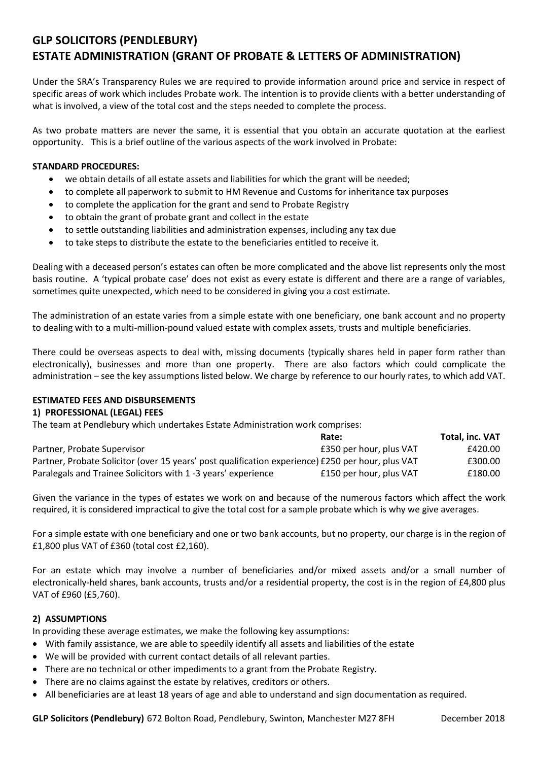# GLP SOLICITORS (PENDLEBURY)
# ESTATE ADMINISTRATION (GRANT OF PROBATE & LETTERS OF ADMINISTRATION)

Under the SRA's Transparency Rules we are required to provide information around price and service in respect of specific areas of work which includes Probate work. The intention is to provide clients with a better understanding of what is involved, a view of the total cost and the steps needed to complete the process.

As two probate matters are never the same, it is essential that you obtain an accurate quotation at the earliest opportunity. This is a brief outline of the various aspects of the work involved in Probate:

**STANDARD PROCEDURES:**

- we obtain details of all estate assets and liabilities for which the grant will be needed;
- to complete all paperwork to submit to HM Revenue and Customs for inheritance tax purposes
- to complete the application for the grant and send to Probate Registry
- to obtain the grant of probate grant and collect in the estate
- to settle outstanding liabilities and administration expenses, including any tax due
- to take steps to distribute the estate to the beneficiaries entitled to receive it.

Dealing with a deceased person's estates can often be more complicated and the above list represents only the most basis routine. A 'typical probate case' does not exist as every estate is different and there are a range of variables, sometimes quite unexpected, which need to be considered in giving you a cost estimate.

The administration of an estate varies from a simple estate with one beneficiary, one bank account and no property to dealing with to a multi-million-pound valued estate with complex assets, trusts and multiple beneficiaries.

There could be overseas aspects to deal with, missing documents (typically shares held in paper form rather than electronically), businesses and more than one property. There are also factors which could complicate the administration – see the key assumptions listed below. We charge by reference to our hourly rates, to which add VAT.

**ESTIMATED FEES AND DISBURSEMENTS**

**1) PROFESSIONAL (LEGAL) FEES**

The team at Pendlebury which undertakes Estate Administration work comprises:

| | Rate: | Total, inc. VAT |
|---|---|---|
| Partner, Probate Supervisor | £350 per hour, plus VAT | £420.00 |
| Partner, Probate Solicitor (over 15 years' post qualification experience) | £250 per hour, plus VAT | £300.00 |
| Paralegals and Trainee Solicitors with 1 -3 years' experience | £150 per hour, plus VAT | £180.00 |

Given the variance in the types of estates we work on and because of the numerous factors which affect the work required, it is considered impractical to give the total cost for a sample probate which is why we give averages.

For a simple estate with one beneficiary and one or two bank accounts, but no property, our charge is in the region of £1,800 plus VAT of £360 (total cost £2,160).

For an estate which may involve a number of beneficiaries and/or mixed assets and/or a small number of electronically-held shares, bank accounts, trusts and/or a residential property, the cost is in the region of £4,800 plus VAT of £960 (£5,760).

**2) ASSUMPTIONS**

In providing these average estimates, we make the following key assumptions:

- With family assistance, we are able to speedily identify all assets and liabilities of the estate
- We will be provided with current contact details of all relevant parties.
- There are no technical or other impediments to a grant from the Probate Registry.
- There are no claims against the estate by relatives, creditors or others.
- All beneficiaries are at least 18 years of age and able to understand and sign documentation as required.

**GLP Solicitors (Pendlebury)** 672 Bolton Road, Pendlebury, Swinton, Manchester M27 8FH December 2018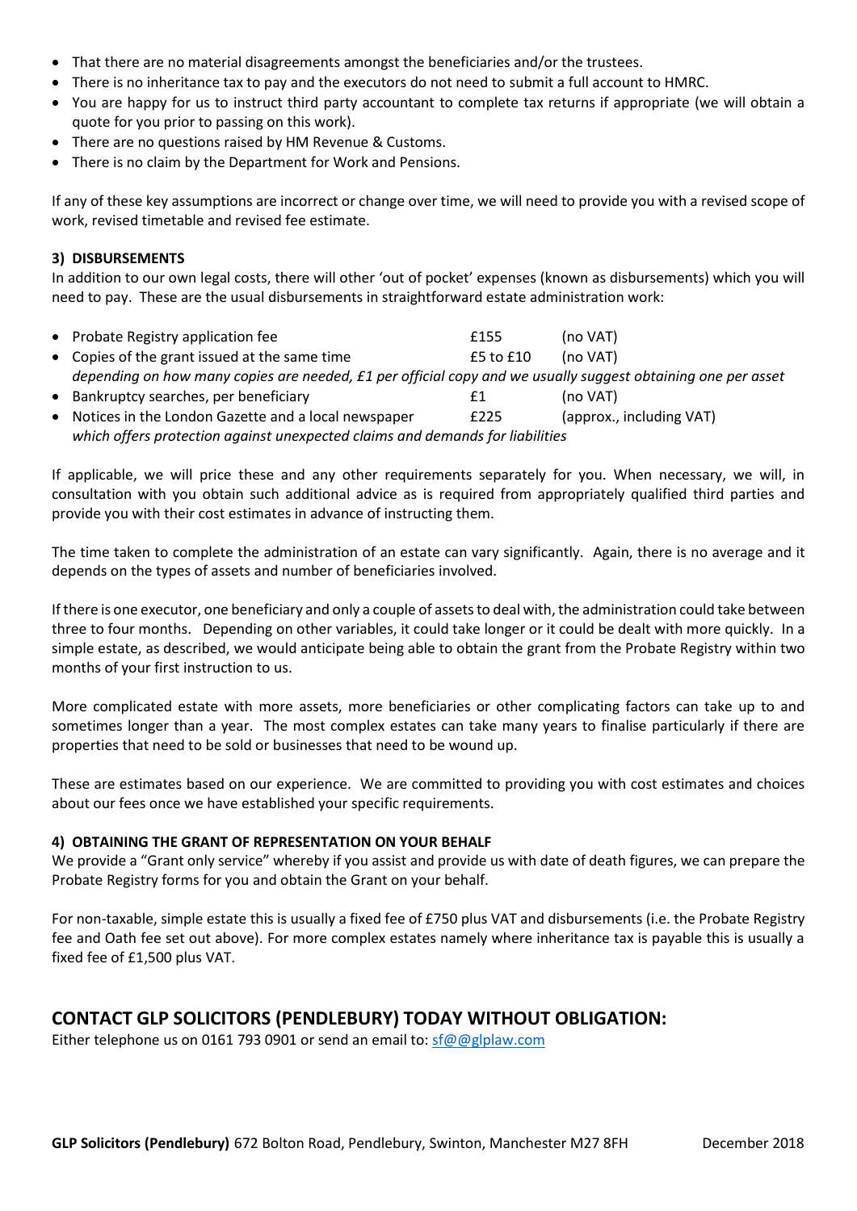- That there are no material disagreements amongst the beneficiaries and/or the trustees.
- There is no inheritance tax to pay and the executors do not need to submit a full account to HMRC.
- You are happy for us to instruct third party accountant to complete tax returns if appropriate (we will obtain a quote for you prior to passing on this work).
- There are no questions raised by HM Revenue & Customs.
- There is no claim by the Department for Work and Pensions.

If any of these key assumptions are incorrect or change over time, we will need to provide you with a revised scope of work, revised timetable and revised fee estimate.

**3) DISBURSEMENTS**

In addition to our own legal costs, there will other 'out of pocket' expenses (known as disbursements) which you will need to pay. These are the usual disbursements in straightforward estate administration work:

| | | |
|---|---|---|
| • Probate Registry application fee | £155 | (no VAT) |
| • Copies of the grant issued at the same time | £5 to £10 | (no VAT) |
| *depending on how many copies are needed, £1 per official copy and we usually suggest obtaining one per asset* | | |
| • Bankruptcy searches, per beneficiary | £1 | (no VAT) |
| • Notices in the London Gazette and a local newspaper | £225 | (approx., including VAT) |
| *which offers protection against unexpected claims and demands for liabilities* | | |

If applicable, we will price these and any other requirements separately for you. When necessary, we will, in consultation with you obtain such additional advice as is required from appropriately qualified third parties and provide you with their cost estimates in advance of instructing them.

The time taken to complete the administration of an estate can vary significantly. Again, there is no average and it depends on the types of assets and number of beneficiaries involved.

If there is one executor, one beneficiary and only a couple of assets to deal with, the administration could take between three to four months. Depending on other variables, it could take longer or it could be dealt with more quickly. In a simple estate, as described, we would anticipate being able to obtain the grant from the Probate Registry within two months of your first instruction to us.

More complicated estate with more assets, more beneficiaries or other complicating factors can take up to and sometimes longer than a year. The most complex estates can take many years to finalise particularly if there are properties that need to be sold or businesses that need to be wound up.

These are estimates based on our experience. We are committed to providing you with cost estimates and choices about our fees once we have established your specific requirements.

**4) OBTAINING THE GRANT OF REPRESENTATION ON YOUR BEHALF**

We provide a "Grant only service" whereby if you assist and provide us with date of death figures, we can prepare the Probate Registry forms for you and obtain the Grant on your behalf.

For non-taxable, simple estate this is usually a fixed fee of £750 plus VAT and disbursements (i.e. the Probate Registry fee and Oath fee set out above). For more complex estates namely where inheritance tax is payable this is usually a fixed fee of £1,500 plus VAT.

## CONTACT GLP SOLICITORS (PENDLEBURY) TODAY WITHOUT OBLIGATION:

Either telephone us on 0161 793 0901 or send an email to: sf@@glplaw.com

**GLP Solicitors (Pendlebury)** 672 Bolton Road, Pendlebury, Swinton, Manchester M27 8FH December 2018